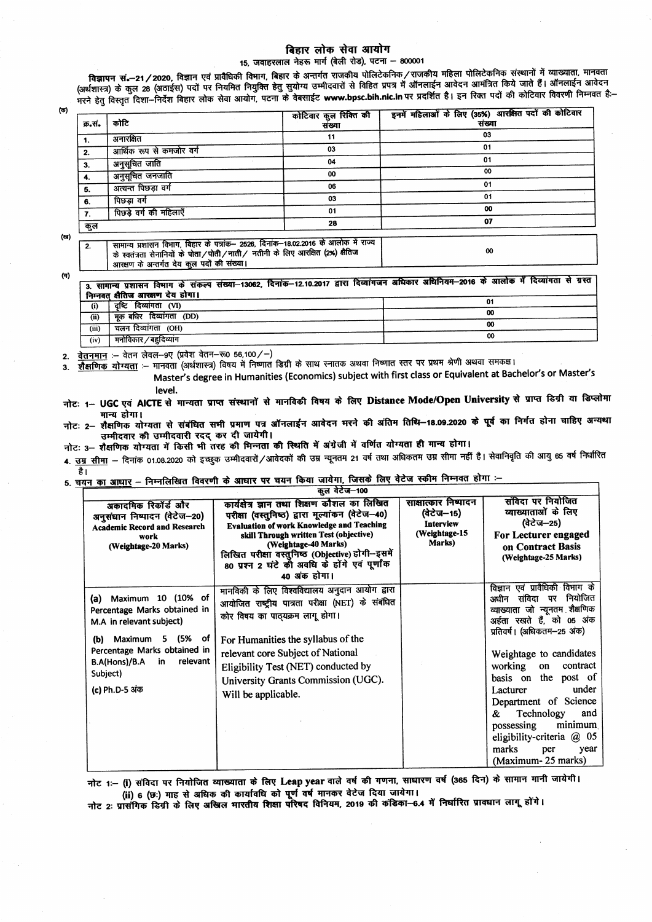# बिहार लोक सेवा आयोग

15, जवाहरलाल नेहरू मार्ग (बेली रोड), पटना – 800001

**विज्ञापन सं.–21/2020,** विज्ञान एवं प्रावैधिकी विभाग, बिहार के अन्तर्गत राजकीय पोलिटेकनिक/राजकीय महिला पोलिटेकनिक संस्थानों में व्याख्याता, मानवता (अर्थशास्त्र) के कुल 28 (अठाईस) पदों पर नियमित नियुक्ति हेतु सुयोग्य उम्मीदवारों से विहित प्रपत्र में ऑनलाईन आवेदन आमंत्रित किये जाते हैं। ऑनलाईन आवेदन भरने हेतु विस्तृत दिशा–निर्देश बिहार लोक सेवा आयोग, पटना के वेबसाईट www.bpsc.bih.nic.in पर प्रदर्शित है। इन रिक्त पदों की कोटिवार विवरणी निम्नवत है:–

(क)

| क्र.सं. | कोटि | कोटिवार कुल रिक्ति की संख्या | इनमें महिलाओं के लिए (35%) आरक्षित पदों की कोटिवार संख्या |
|---|---|---|---|
| 1. | अनारक्षित | 11 | 03 |
| 2. | आर्थिक रूप से कमजोर वर्ग | 03 | 01 |
| 3. | अनुसूचित जाति | 04 | 01 |
| 4. | अनुसूचित जनजाति | 00 | 00 |
| 5. | अत्यन्त पिछड़ा वर्ग | 06 | 01 |
| 6. | पिछड़ा वर्ग | 03 | 01 |
| 7. | पिछड़े वर्ग की महिलाएँ | 01 | 00 |
| कुल | | 28 | 07 |

(ख)

| | | |
|---|---|---|
| 2. | सामान्य प्रशासन विभाग, बिहार के पत्रांक– 2526, दिनांक–18.02.2016 के आलोक में राज्य के स्वतंत्रता सेनानियों के पोता/पोती/नाती/ नतीनी के लिए आरक्षित (2%) क्षैतिज आरक्षण के अन्तर्गत देय कुल पदों की संख्या। | 00 |

(ग)

3. सामान्य प्रशासन विभाग के संकल्प संख्या–13062, दिनांक–12.10.2017 द्वारा दिव्यांगजन अधिकार अधिनियम–2016 के आलोक में दिव्यांगता से ग्रस्त निम्नवत् क्षैतिज आरक्षण देय होगा।

| | | |
|---|---|---|
| (i) | दृष्टि दिव्यांगता (VI) | 01 |
| (ii) | मूक बधिर दिव्यांगता (DD) | 00 |
| (iii) | चलन दिव्यांगता (OH) | 00 |
| (iv) | मनोविकार/बहुदिव्यांग | 00 |

2. <u>वेतनमान</u> :– वेतन लेवल–9ए (प्रवेश वेतन–रू0 56,100/–)
3. <u>शैक्षणिक योग्यता</u> :– मानवता (अर्थशास्त्र) विषय में निष्णात डिग्री के साथ स्नातक अथवा निष्णात स्तर पर प्रथम श्रेणी अथवा समकक्ष।
   Master's degree in Humanities (Economics) subject with first class or Equivalent at Bachelor's or Master's level.

**नोटः 1– UGC एवं AICTE से मान्यता प्राप्त संस्थानों से मानविकी विषय के लिए Distance Mode/Open University से प्राप्त डिग्री या डिप्लोमा मान्य होगा।**

**नोटः 2– शैक्षणिक योग्यता से संबंधित सभी प्रमाण पत्र ऑनलाईन आवेदन भरने की अंतिम तिथि–18.09.2020 के पूर्व का निर्गत होना चाहिए अन्यथा उम्मीदवार की उम्मीदवारी रद्द कर दी जायेगी।**

**नोटः 3– शैक्षणिक योग्यता में किसी भी तरह की भिन्नता की स्थिति में अंग्रेजी में वर्णित योग्यता ही मान्य होगा।**

4. <u>उम्र सीमा</u> – दिनांक 01.08.2020 को इच्छुक उम्मीदवारों/आवेदकों की उम्र न्यूनतम 21 वर्ष तथा अधिकतम उम्र सीमा नहीं है। सेवानिवृति की आयु 65 वर्ष निर्धारित है।
5. <u>चयन का आधार</u> – निम्नलिखित विवरणी के आधार पर चयन किया जायेगा, जिसके लिए वेटेज स्कीम निम्नवत होगा :–

| कुल वेटेज–100 | | | |
|---|---|---|---|
| **अकादमिक रिकॉर्ड और अनुसंधान निष्पादन (वेटेज–20)** **Academic Record and Research work (Weightage-20 Marks)** | **कार्यक्षेत्र ज्ञान तथा शिक्षण कौशल का लिखित परीक्षा (वस्तुनिष्ठ) द्वारा मूल्यांकन (वेटेज–40)** **Evaluation of work Knowledge and Teaching skill Through written Test (objective) (Weightage-40 Marks)** **लिखित परीक्षा वस्तुनिष्ठ (Objective) होगी–इसमें 80 प्रश्न 2 घंटे की अवधि के होंगे एवं पूर्णांक 40 अंक होगा।** | **साक्षात्कार निष्पादन (वेटेज–15) Interview (Weightage-15 Marks)** | **संविदा पर नियोजित व्याख्याताओं के लिए (वेटेज–25) For Lecturer engaged on Contract Basis (Weightage-25 Marks)** |
| (a) Maximum 10 (10% of Percentage Marks obtained in M.A in relevant subject) (b) Maximum 5 (5% of Percentage Marks obtained in B.A(Hons)/B.A in relevant Subject) (c) Ph.D-5 अंक | मानविकी के लिए विश्वविद्यालय अनुदान आयोग द्वारा आयोजित राष्ट्रीय पात्रता परीक्षा (NET) के संबंधित कोर विषय का पाठ्यक्रम लागू होगा। For Humanities the syllabus of the relevant core Subject of National Eligibility Test (NET) conducted by University Grants Commission (UGC). Will be applicable. | | विज्ञान एवं प्रावैधिकी विभाग के अधीन संविदा पर नियोजित व्याख्याता जो न्यूनतम शैक्षणिक अर्हता रखते हैं, को 05 अंक प्रतिवर्ष। (अधिकतम–25 अंक) Weightage to candidates working on contract basis on the post of Lacturer under Department of Science & Technology and possessing minimum eligibility-criteria @ 05 marks per year (Maximum- 25 marks) |

**नोट 1:– (i) संविदा पर नियोजित व्याख्याता के लिए Leap year वाले वर्ष की गणना, साधारण वर्ष (365 दिन) के समान मानी जायेगी।**
**(ii) 6 (छः) माह से अधिक की कार्यावधि को पूर्ण वर्ष मानकर वेटेज दिया जायेगा।**

**नोट 2: प्रासंगिक डिग्री के लिए अखिल भारतीय शिक्षा परिषद विनियम, 2019 की कंडिका–6.4 में निर्धारित प्रावधान लागू होंगे।**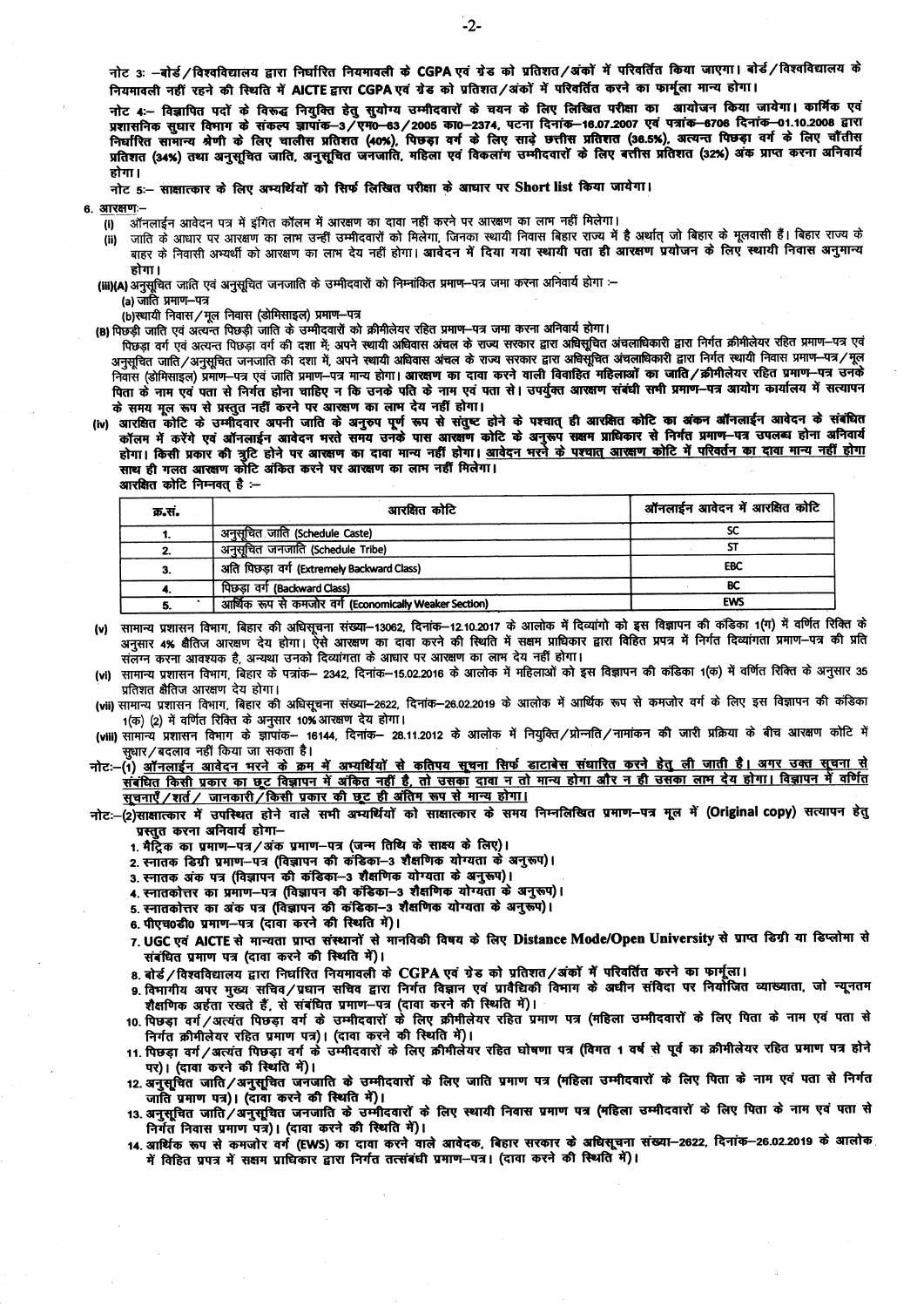नोट 3: –बोर्ड/विश्वविद्यालय द्वारा निर्धारित नियमावली के CGPA एवं ग्रेड को प्रतिशत/अंकों में परिवर्तित किया जाएगा। बोर्ड/विश्वविद्यालय के नियमावली नहीं रहने की स्थिति में AICTE द्वारा CGPA एवं ग्रेड को प्रतिशत/अंकों में परिवर्तित करने का फार्मूला मान्य होगा।

नोट 4:– विज्ञापित पदों के विरूद्ध नियुक्ति हेतु सुयोग्य उम्मीदवारों के चयन के लिए लिखित परीक्षा का आयोजन किया जायेगा। कार्मिक एवं प्रशासनिक सुधार विभाग के संकल्प ज्ञापांक–3/एम0–63/2005 का0–2374, पटना दिनांक–16.07.2007 एवं पत्रांक–6706 दिनांक–01.10.2008 द्वारा निर्धारित सामान्य श्रेणी के लिए चालीस प्रतिशत (40%), पिछड़ा वर्ग के लिए साढ़े छत्तीस प्रतिशत (36.5%), अत्यन्त पिछड़ा वर्ग के लिए चौंतीस प्रतिशत (34%) तथा अनुसूचित जाति, अनुसूचित जनजाति, महिला एवं विकलांग उम्मीदवारों के लिए बत्तीस प्रतिशत (32%) अंक प्राप्त करना अनिवार्य होगा।

नोट 5:– साक्षात्कार के लिए अभ्यर्थियों को सिर्फ लिखित परीक्षा के आधार पर **Short list** किया जायेगा।

6. आरक्षण:–

(i) ऑनलाईन आवेदन पत्र में इंगित कॉलम में आरक्षण का दावा नहीं करने पर आरक्षण का लाभ नहीं मिलेगा।

(ii) जाति के आधार पर आरक्षण का लाभ उन्हीं उम्मीदवारों को मिलेगा, जिनका स्थायी निवास बिहार राज्य में है अर्थात् जो बिहार के मूलवासी हैं। बिहार राज्य के बाहर के निवासी अभ्यर्थी को आरक्षण का लाभ देय नहीं होगा। **आवेदन में दिया गया स्थायी पता ही आरक्षण प्रयोजन के लिए स्थायी निवास अनुमान्य होगा।**

(iii)(A) अनुसूचित जाति एवं अनुसूचित जनजाति के उम्मीदवारों को निम्नांकित प्रमाण–पत्र जमा करना अनिवार्य होगा :–

(a) जाति प्रमाण–पत्र

(b) स्थायी निवास/मूल निवास (डोमिसाइल) प्रमाण–पत्र

(B) पिछड़ी जाति एवं अत्यन्त पिछड़ी जाति के उम्मीदवारों को क्रीमीलेयर रहित प्रमाण–पत्र जमा करना अनिवार्य होगा।

पिछड़ा वर्ग एवं अत्यन्त पिछड़ा वर्ग की दशा में, अपने स्थायी अधिवास अंचल के राज्य सरकार द्वारा अधिसूचित अंचलाधिकारी द्वारा निर्गत क्रीमीलेयर रहित प्रमाण–पत्र एवं अनुसूचित जाति/अनुसूचित जनजाति की दशा में, अपने स्थायी अधिवास अंचल के राज्य सरकार द्वारा अधिसूचित अंचलाधिकारी द्वारा निर्गत स्थायी निवास प्रमाण–पत्र/मूल निवास (डोमिसाइल) प्रमाण–पत्र एवं जाति प्रमाण–पत्र मान्य होगा। **आरक्षण का दावा करने वाली विवाहित महिलाओं का जाति/क्रीमीलेयर रहित प्रमाण–पत्र उनके पिता के नाम एवं पता से निर्गत होना चाहिए न कि उनके पति के नाम एवं पता से। उपर्युक्त आरक्षण संबंधी सभी प्रमाण–पत्र आयोग कार्यालय में सत्यापन के समय मूल रूप से प्रस्तुत नहीं करने पर आरक्षण का लाभ देय नहीं होगा।**

(iv) **आरक्षित कोटि के उम्मीदवार अपनी जाति के अनुरूप पूर्ण रूप से संतुष्ट होने के पश्चात् ही आरक्षित कोटि का अंकन ऑनलाईन आवेदन के संबंधित कॉलम में करेंगे एवं ऑनलाईन आवेदन भरते समय उनके पास आरक्षण कोटि के अनुरूप सक्षम प्राधिकार से निर्गत प्रमाण–पत्र उपलब्ध होना अनिवार्य होगा। किसी प्रकार की त्रुटि होने पर आरक्षण का दावा मान्य नहीं होगा। आवेदन भरने के पश्चात् आरक्षण कोटि में परिवर्तन का दावा मान्य नहीं होगा साथ ही गलत आरक्षण कोटि अंकित करने पर आरक्षण का लाभ नहीं मिलेगा।**

आरक्षित कोटि निम्नवत् है :–

| क्र.सं. | आरक्षित कोटि | ऑनलाईन आवेदन में आरक्षित कोटि |
|---|---|---|
| 1. | अनुसूचित जाति (Schedule Caste) | SC |
| 2. | अनुसूचित जनजाति (Schedule Tribe) | ST |
| 3. | अति पिछड़ा वर्ग (Extremely Backward Class) | EBC |
| 4. | पिछड़ा वर्ग (Backward Class) | BC |
| 5. | आर्थिक रूप से कमजोर वर्ग (Economically Weaker Section) | EWS |

(v) सामान्य प्रशासन विभाग, बिहार की अधिसूचना संख्या–13062, दिनांक–12.10.2017 के आलोक में दिव्यांगो को इस विज्ञापन की कंडिका 1(ग) में वर्णित रिक्ति के अनुसार 4% क्षैतिज आरक्षण देय होगा। ऐसे आरक्षण का दावा करने की स्थिति में सक्षम प्राधिकार द्वारा विहित प्रपत्र में निर्गत दिव्यांगता प्रमाण–पत्र की प्रति संलग्न करना आवश्यक है, अन्यथा उनको दिव्यांगता के आधार पर आरक्षण का लाभ देय नहीं होगा।

(vi) सामान्य प्रशासन विभाग, बिहार के पत्रांक– 2342, दिनांक–15.02.2016 के आलोक में महिलाओं को इस विज्ञापन की कंडिका 1(क) में वर्णित रिक्ति के अनुसार 35 प्रतिशत क्षैतिज आरक्षण देय होगा।

(vii) सामान्य प्रशासन विभाग, बिहार की अधिसूचना संख्या–2622, दिनांक–26.02.2019 के आलोक में आर्थिक रूप से कमजोर वर्ग के लिए इस विज्ञापन की कंडिका 1(क) (2) में वर्णित रिक्ति के अनुसार 10% आरक्षण देय होगा।

(viii) सामान्य प्रशासन विभाग के ज्ञापांक– 16144, दिनांक– 28.11.2012 के आलोक में नियुक्ति/प्रोन्नति/नामांकन की जारी प्रक्रिया के बीच आरक्षण कोटि में सुधार/बदलाव नहीं किया जा सकता है।

नोटः–(1) **ऑनलाईन आवेदन भरने के क्रम में अभ्यर्थियों से कतिपय सूचना सिर्फ डाटाबेस संधारित करने हेतु ली जाती है। अगर उक्त सूचना से संबंधित किसी प्रकार का छूट विज्ञापन में अंकित नहीं है, तो उसका दावा न तो मान्य होगा और न ही उसका लाभ देय होगा। विज्ञापन में वर्णित सूचनाएँ/शर्तें/ जानकारी/किसी प्रकार की छूट ही अंतिम रूप से मान्य होगा।**

नोटः–(2) साक्षात्कार में उपस्थित होने वाले सभी अभ्यर्थियों को साक्षात्कार के समय निम्नलिखित प्रमाण–पत्र मूल में (**Original copy**) सत्यापन हेतु प्रस्तुत करना अनिवार्य होगा–

1. मैट्रिक का प्रमाण–पत्र/अंक प्रमाण–पत्र (जन्म तिथि के साक्ष्य के लिए)।
2. स्नातक डिग्री प्रमाण–पत्र (विज्ञापन की कंडिका–3 शैक्षणिक योग्यता के अनुरूप)।
3. स्नातक अंक पत्र (विज्ञापन की कंडिका–3 शैक्षणिक योग्यता के अनुरूप)।
4. स्नातकोत्तर का प्रमाण–पत्र (विज्ञापन की कंडिका–3 शैक्षणिक योग्यता के अनुरूप)।
5. स्नातकोत्तर का अंक पत्र (विज्ञापन की कंडिका–3 शैक्षणिक योग्यता के अनुरूप)।
6. पीएच0डी0 प्रमाण–पत्र (दावा करने की स्थिति में)।
7. **UGC** एवं **AICTE** से मान्यता प्राप्त संस्थानों से मानविकी विषय के लिए **Distance Mode/Open University** से प्राप्त डिग्री या डिप्लोमा से संबंधित प्रमाण पत्र (दावा करने की स्थिति में)।
8. बोर्ड/विश्वविद्यालय द्वारा निर्धारित नियमावली के **CGPA** एवं ग्रेड को प्रतिशत/अंकों में परिवर्तित करने का फार्मूला।
9. विभागीय अपर मुख्य सचिव/प्रधान सचिव द्वारा निर्गत विज्ञान एवं प्रावैधिकी विभाग के अधीन संविदा पर नियोजित व्याख्याता, जो न्यूनतम शैक्षणिक अर्हता रखते हैं, से संबंधित प्रमाण–पत्र (दावा करने की स्थिति में)।
10. पिछड़ा वर्ग/अत्यंत पिछड़ा वर्ग के उम्मीदवारों के लिए क्रीमीलेयर रहित प्रमाण पत्र (महिला उम्मीदवारों के लिए पिता के नाम एवं पता से निर्गत क्रीमीलेयर रहित प्रमाण पत्र)। (दावा करने की स्थिति में)।
11. पिछड़ा वर्ग/अत्यंत पिछड़ा वर्ग के उम्मीदवारों के लिए क्रीमीलेयर रहित घोषणा पत्र (विगत 1 वर्ष से पूर्व का क्रीमीलेयर रहित प्रमाण पत्र होने पर)। (दावा करने की स्थिति में)।
12. अनुसूचित जाति/अनुसूचित जनजाति के उम्मीदवारों के लिए जाति प्रमाण पत्र (महिला उम्मीदवारों के लिए पिता के नाम एवं पता से निर्गत जाति प्रमाण पत्र)। (दावा करने की स्थिति में)।
13. अनुसूचित जाति/अनुसूचित जनजाति के उम्मीदवारों के लिए स्थायी निवास प्रमाण पत्र (महिला उम्मीदवारों के लिए पिता के नाम एवं पता से निर्गत निवास प्रमाण पत्र)। (दावा करने की स्थिति में)।
14. आर्थिक रूप से कमजोर वर्ग (EWS) का दावा करने वाले आवेदक, बिहार सरकार के अधिसूचना संख्या–2622, दिनांक–26.02.2019 के आलोक में विहित प्रपत्र में सक्षम प्राधिकार द्वारा निर्गत तत्संबंधी प्रमाण–पत्र। (दावा करने की स्थिति में)।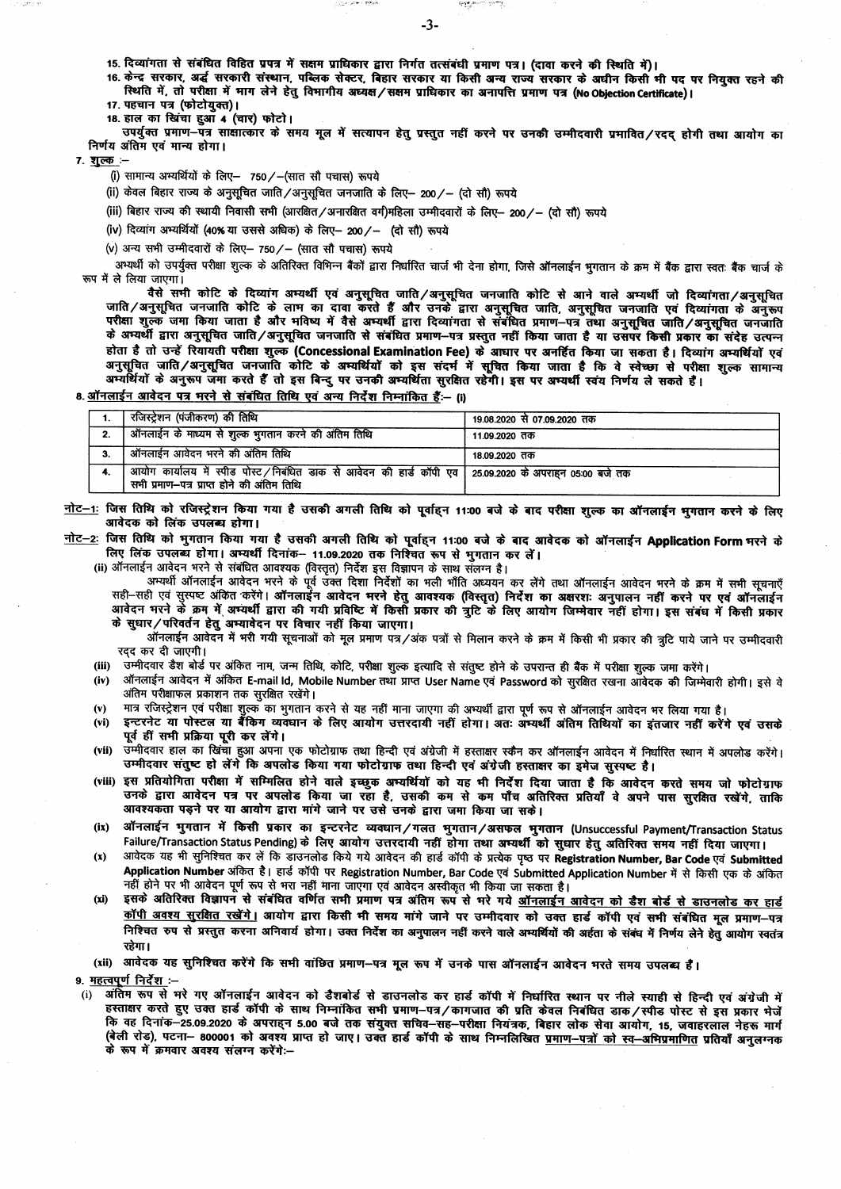15. दिव्यांगता से संबंधित विहित प्रपत्र में सक्षम प्राधिकार द्वारा निर्गत तत्संबंधी प्रमाण पत्र। (दावा करने की स्थिति में)।

16. केन्द्र सरकार, अर्द्ध सरकारी संस्थान, पब्लिक सेक्टर, बिहार सरकार या किसी अन्य राज्य सरकार के अधीन किसी भी पद पर नियुक्त रहने की स्थिति में, तो परीक्षा में भाग लेने हेतु विभागीय अध्यक्ष/सक्षम प्राधिकार का अनापत्ति प्रमाण पत्र (No Objection Certificate)।

17. पहचान पत्र (फोटोयुक्त)।

18. हाल का खिंचा हुआ 4 (चार) फोटो।

उपर्युक्त प्रमाण-पत्र साक्षात्कार के समय मूल में सत्यापन हेतु प्रस्तुत नहीं करने पर उनकी उम्मीदवारी प्रभावित/रदद् होगी तथा आयोग का निर्णय अंतिम एवं मान्य होगा।

**7. शुल्क :-**

(i) सामान्य अभ्यर्थियों के लिए- 750/-(सात सौ पचास) रूपये

(ii) केवल बिहार राज्य के अनुसूचित जाति/अनुसूचित जनजाति के लिए- 200/- (दो सौ) रूपये

(iii) बिहार राज्य की स्थायी निवासी सभी (आरक्षित/अनारक्षित वर्ग)महिला उम्मीदवारों के लिए- 200/- (दो सौ) रूपये

(iv) दिव्यांग अभ्यर्थियों (40% या उससे अधिक) के लिए- 200/- (दो सौ) रूपये

(v) अन्य सभी उम्मीदवारों के लिए- 750/- (सात सौ पचास) रूपये

अभ्यर्थी को उपर्युक्त परीक्षा शुल्क के अतिरिक्त विभिन्न बैंकों द्वारा निर्धारित चार्ज भी देना होगा, जिसे ऑनलाईन भुगतान के क्रम में बैंक द्वारा स्वतः बैंक चार्ज के रूप में ले लिया जाएगा।

**वैसे सभी कोटि के दिव्यांग अभ्यर्थी एवं अनुसूचित जाति/अनुसूचित जनजाति कोटि से आने वाले अभ्यर्थी जो दिव्यांगता/अनुसूचित जाति/अनुसूचित जनजाति कोटि के लाभ का दावा करते हैं और उनके द्वारा अनुसूचित जाति, अनुसूचित जनजाति एवं दिव्यांगता के अनुरूप परीक्षा शुल्क जमा किया जाता है और भविष्य में वैसे अभ्यर्थी द्वारा दिव्यांगता से संबंधित प्रमाण-पत्र तथा अनुसूचित जाति/अनुसूचित जनजाति के अभ्यर्थी द्वारा अनुसूचित जाति/अनुसूचित जनजाति से संबंधित प्रमाण-पत्र प्रस्तुत नहीं किया जाता है या उसपर किसी प्रकार का संदेह उत्पन्न होता है तो उन्हें रियायती परीक्षा शुल्क (Concessional Examination Fee) के आधार पर अनर्हित किया जा सकता है। दिव्यांग अभ्यर्थियों एवं अनुसूचित जाति/अनुसूचित जनजाति कोटि के अभ्यर्थियों को इस संदर्भ में सूचित किया जाता है कि वे स्वेच्छा से परीक्षा शुल्क सामान्य अभ्यर्थियों के अनुरूप जमा करते हैं तो इस बिन्दु पर उनकी अभ्यर्थिता सुरक्षित रहेगी। इस पर अभ्यर्थी स्वयं निर्णय ले सकते हैं।**

**8. ऑनलाईन आवेदन पत्र भरने से संबंधित तिथि एवं अन्य निर्देश निम्नांकित हैं:- (i)**

| 1. | रजिस्ट्रेशन (पंजीकरण) की तिथि | 19.08.2020 से 07.09.2020 तक |
|---|---|---|
| 2. | ऑनलाईन के माध्यम से शुल्क भुगतान करने की अंतिम तिथि | 11.09.2020 तक |
| 3. | ऑनलाईन आवेदन भरने की अंतिम तिथि | 18.09.2020 तक |
| 4. | आयोग कार्यालय में स्पीड पोस्ट/निबंधित डाक से आवेदन की हार्ड कॉपी एवं सभी प्रमाण-पत्र प्राप्त होने की अंतिम तिथि | 25.09.2020 के अपराह्न 05:00 बजे तक |

**नोट-1: जिस तिथि को रजिस्ट्रेशन किया गया है उसकी अगली तिथि को पूर्वाह्न 11:00 बजे के बाद परीक्षा शुल्क का ऑनलाईन भुगतान करने के लिए आवेदक को लिंक उपलब्ध होगा।**

**नोट-2: जिस तिथि को भुगतान किया गया है उसकी अगली तिथि को पूर्वाह्न 11:00 बजे के बाद आवेदक को ऑनलाईन Application Form भरने के लिए लिंक उपलब्ध होगा। अभ्यर्थी दिनांक- 11.09.2020 तक निश्चित रूप से भुगतान कर लें।**

(ii) ऑनलाईन आवेदन भरने से संबंधित आवश्यक (विस्तृत) निर्देश इस विज्ञापन के साथ संलग्न है।

अभ्यर्थी ऑनलाईन आवेदन भरने के पूर्व उक्त दिशा निर्देशों का भली भाँति अध्ययन कर लेंगे तथा ऑनलाईन आवेदन भरने के क्रम में सभी सूचनाएँ सही-सही एवं सुस्पष्ट अंकित करेंगे। **ऑनलाईन आवेदन भरने हेतु आवश्यक (विस्तृत) निर्देश का अक्षरशः अनुपालन नहीं करने पर एवं ऑनलाईन आवेदन भरने के क्रम में अभ्यर्थी द्वारा की गयी प्रविष्टि में किसी प्रकार की त्रुटि के लिए आयोग जिम्मेवार नहीं होगा। इस संबंध में किसी प्रकार के सुधार/परिवर्तन हेतु अभ्यावेदन पर विचार नहीं किया जाएगा।**

ऑनलाईन आवेदन में भरी गयी सूचनाओं को मूल प्रमाण पत्र/अंक पत्रों से मिलान करने के क्रम में किसी भी प्रकार की त्रुटि पाये जाने पर उम्मीदवारी रद्द कर दी जाएगी।

(iii) उम्मीदवार डैश बोर्ड पर अंकित नाम, जन्म तिथि, कोटि, परीक्षा शुल्क इत्यादि से संतुष्ट होने के उपरान्त ही बैंक में परीक्षा शुल्क जमा करेंगे।

(iv) ऑनलाईन आवेदन में अंकित E-mail Id, Mobile Number तथा प्राप्त User Name एवं Password को सुरक्षित रखना आवेदक की जिम्मेवारी होगी। इसे वे अंतिम परीक्षाफल प्रकाशन तक सुरक्षित रखेंगे।

(v) मात्र रजिस्ट्रेशन एवं परीक्षा शुल्क का भुगतान करने से यह नहीं माना जाएगा की अभ्यर्थी द्वारा पूर्ण रूप से ऑनलाईन आवेदन भर लिया गया है।

(vi) इन्टरनेट या पोस्टल या बैंकिंग व्यवधान के लिए आयोग उत्तरदायी नहीं होगा। **अतः अभ्यर्थी अंतिम तिथियों का इंतजार नहीं करेंगे एवं उसके पूर्व हीं सभी प्रक्रिया पूरी कर लेंगे।**

(vii) उम्मीदवार हाल का खिंचा हुआ अपना एक फोटोग्राफ तथा हिन्दी एवं अंग्रेजी में हस्ताक्षर स्कैन कर ऑनलाईन आवेदन में निर्धारित स्थान में अपलोड करेंगे। **उम्मीदवार संतुष्ट हो लेंगे कि अपलोड किया गया फोटोग्राफ तथा हिन्दी एवं अंग्रेजी हस्ताक्षर का इमेज सुस्पष्ट है।**

(viii) **इस प्रतियोगिता परीक्षा में सम्मिलित होने वाले इच्छुक अभ्यर्थियों को यह भी निर्देश दिया जाता है कि आवेदन करते समय जो फोटोग्राफ उनके द्वारा आवेदन पत्र पर अपलोड किया जा रहा है, उसकी कम से कम पाँच अतिरिक्त प्रतियाँ वे अपने पास सुरक्षित रखेंगे, ताकि आवश्यकता पड़ने पर या आयोग द्वारा मांगे जाने पर उसे उनके द्वारा जमा किया जा सके।**

(ix) **ऑनलाईन भुगतान में किसी प्रकार का इन्टरनेट व्यवधान/गलत भुगतान/असफल भुगतान (Unsuccessful Payment/Transaction Status Failure/Transaction Status Pending) के लिए आयोग उत्तरदायी नहीं होगा तथा अभ्यर्थी को सुधार हेतु अतिरिक्त समय नहीं दिया जाएगा।**

(x) आवेदक यह भी सुनिश्चित कर लें कि डाउनलोड किये गये आवेदन की हार्ड कॉपी के प्रत्येक पृष्ठ पर **Registration Number, Bar Code** एवं **Submitted Application Number** अंकित है। हार्ड कॉपी पर Registration Number, Bar Code एवं Submitted Application Number में से किसी एक के अंकित नहीं होने पर भी आवेदन पूर्ण रूप से भरा नहीं माना जाएगा एवं आवेदन अस्वीकृत भी किया जा सकता है।

(xi) **इसके अतिरिक्त विज्ञापन से संबंधित वर्णित सभी प्रमाण पत्र अंतिम रूप से भरे गये ऑनलाईन आवेदन को डैश बोर्ड से डाउनलोड कर हार्ड कॉपी अवश्य सुरक्षित रखेंगे। आयोग द्वारा किसी भी समय मांगे जाने पर उम्मीदवार को उक्त हार्ड कॉपी एवं सभी संबंधित मूल प्रमाण-पत्र निश्चित रुप से प्रस्तुत करना अनिवार्य होगा। उक्त निर्देश का अनुपालन नहीं करने वाले अभ्यर्थियों की अर्हता के संबंध में निर्णय लेने हेतु आयोग स्वतंत्र रहेगा।**

(xii) **आवेदक यह सुनिश्चित करेंगे कि सभी वांछित प्रमाण-पत्र मूल रूप में उनके पास ऑनलाईन आवेदन भरते समय उपलब्ध है।**

**9. महत्वपूर्ण निर्देश :-**

(i) **अंतिम रूप से भरे गए ऑनलाईन आवेदन को डैशबोर्ड से डाउनलोड कर हार्ड कॉपी में निर्धारित स्थान पर नीले स्याही से हिन्दी एवं अंग्रेजी में हस्ताक्षर करते हुए उक्त हार्ड कॉपी के साथ निम्नांकित सभी प्रमाण-पत्र/कागजात की प्रति केवल निबंधित डाक/स्पीड पोस्ट से इस प्रकार भेजें कि वह दिनांक-25.09.2020 के अपराह्न 5.00 बजे तक संयुक्त सचिव-सह-परीक्षा नियंत्रक, बिहार लोक सेवा आयोग, 15, जवाहरलाल नेहरू मार्ग (बेली रोड), पटना- 800001 को अवश्य प्राप्त हो जाए। उक्त हार्ड कॉपी के साथ निम्नलिखित प्रमाण-पत्रों को स्व-अभिप्रमाणित प्रतियाँ अनुलग्नक के रूप में क्रमवार अवश्य संलग्न करेंगे:-**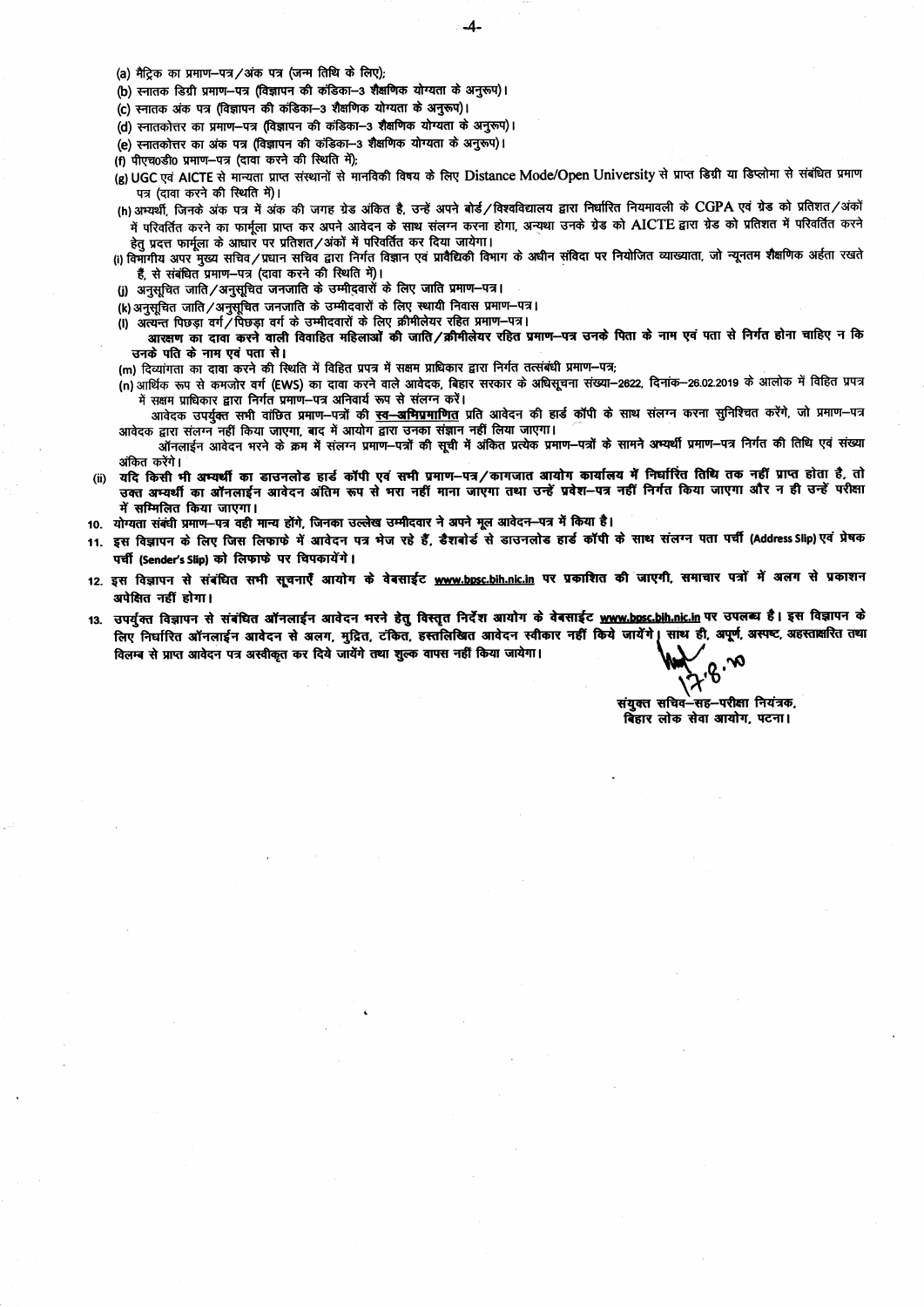(a) मैट्रिक का प्रमाण–पत्र/अंक पत्र (जन्म तिथि के लिए);

(b) स्नातक डिग्री प्रमाण–पत्र (विज्ञापन की कंडिका–3 शैक्षणिक योग्यता के अनुरूप)।

(c) स्नातक अंक पत्र (विज्ञापन की कंडिका–3 शैक्षणिक योग्यता के अनुरूप)।

(d) स्नातकोत्तर का प्रमाण–पत्र (विज्ञापन की कंडिका–3 शैक्षणिक योग्यता के अनुरूप)।

(e) स्नातकोत्तर का अंक पत्र (विज्ञापन की कंडिका–3 शैक्षणिक योग्यता के अनुरूप)।

(f) पीएच0डी0 प्रमाण–पत्र (दावा करने की स्थिति में);

(g) UGC एवं AICTE से मान्यता प्राप्त संस्थानों से मानविकी विषय के लिए Distance Mode/Open University से प्राप्त डिग्री या डिप्लोमा से संबंधित प्रमाण पत्र (दावा करने की स्थिति में)।

(h) अभ्यर्थी, जिनके अंक पत्र में अंक की जगह ग्रेड अंकित है, उन्हें अपने बोर्ड/विश्वविद्यालय द्वारा निर्धारित नियमावली के CGPA एवं ग्रेड को प्रतिशत/अंकों में परिवर्तित करने का फार्मूला प्राप्त कर अपने आवेदन के साथ संलग्न करना होगा, अन्यथा उनके ग्रेड को AICTE द्वारा ग्रेड को प्रतिशत में परिवर्तित करने हेतु प्रदत्त फार्मूला के आधार पर प्रतिशत/अंकों में परिवर्तित कर दिया जायेगा।

(i) विभागीय अपर मुख्य सचिव/प्रधान सचिव द्वारा निर्गत विज्ञान एवं प्रावैधिकी विभाग के अधीन संविदा पर नियोजित व्याख्याता, जो न्यूनतम शैक्षणिक अर्हता रखते हैं, से संबंधित प्रमाण–पत्र (दावा करने की स्थिति में)।

(j) अनुसूचित जाति/अनुसूचित जनजाति के उम्मीदवारों के लिए जाति प्रमाण–पत्र।

(k) अनुसूचित जाति/अनुसूचित जनजाति के उम्मीदवारों के लिए स्थायी निवास प्रमाण–पत्र।

(l) अत्यन्त पिछड़ा वर्ग/पिछड़ा वर्ग के उम्मीदवारों के लिए क्रीमीलेयर रहित प्रमाण–पत्र।

**आरक्षण का दावा करने वाली विवाहित महिलाओं की जाति/क्रीमीलेयर रहित प्रमाण–पत्र उनके पिता के नाम एवं पता से निर्गत होना चाहिए न कि उनके पति के नाम एवं पता से।**

(m) दिव्यांगता का दावा करने की स्थिति में विहित प्रपत्र में सक्षम प्राधिकार द्वारा निर्गत तत्संबंधी प्रमाण–पत्र;

(n) आर्थिक रूप से कमजोर वर्ग (EWS) का दावा करने वाले आवेदक, बिहार सरकार के अधिसूचना संख्या–2622, दिनांक–26.02.2019 के आलोक में विहित प्रपत्र में सक्षम प्राधिकार द्वारा निर्गत प्रमाण–पत्र अनिवार्य रूप से संलग्न करें।

आवेदक उपर्युक्त सभी वांछित प्रमाण–पत्रों की **स्व–अभिप्रमाणित** प्रति आवेदन की हार्ड कॉपी के साथ संलग्न करना सुनिश्चित करेंगे, जो प्रमाण–पत्र आवेदक द्वारा संलग्न नहीं किया जाएगा, बाद में आयोग द्वारा उनका संज्ञान नहीं लिया जाएगा।

ऑनलाईन आवेदन भरने के क्रम में संलग्न प्रमाण–पत्रों की सूची में अंकित प्रत्येक प्रमाण–पत्रों के सामने अभ्यर्थी प्रमाण–पत्र निर्गत की तिथि एवं संख्या अंकित करेंगे।

(ii) **यदि किसी भी अभ्यर्थी का डाउनलोड हार्ड कॉपी एवं सभी प्रमाण–पत्र/कागजात आयोग कार्यालय में निर्धारित तिथि तक नहीं प्राप्त होता है, तो उक्त अभ्यर्थी का ऑनलाईन आवेदन अंतिम रूप से भरा नहीं माना जाएगा तथा उन्हें प्रवेश–पत्र नहीं निर्गत किया जाएगा और न ही उन्हें परीक्षा में सम्मिलित किया जाएगा।**

10. **योग्यता संबंधी प्रमाण–पत्र वही मान्य होंगे, जिनका उल्लेख उम्मीदवार ने अपने मूल आवेदन–पत्र में किया है।**

11. **इस विज्ञापन के लिए जिस लिफाफे में आवेदन पत्र भेज रहे हैं, डैशबोर्ड से डाउनलोड हार्ड कॉपी के साथ संलग्न पता पर्ची (Address Slip) एवं प्रेषक पर्ची (Sender's Slip) को लिफाफे पर चिपकायेंगे।**

12. **इस विज्ञापन से संबंधित सभी सूचनाएँ आयोग के वेबसाईट www.bpsc.bih.nic.in पर प्रकाशित की जाएगी, समाचार पत्रों में अलग से प्रकाशन अपेक्षित नहीं होगा।**

13. **उपर्युक्त विज्ञापन से संबंधित ऑनलाईन आवेदन भरने हेतु विस्तृत निर्देश आयोग के वेबसाईट www.bpsc.bih.nic.in पर उपलब्ध है। इस विज्ञापन के लिए निर्धारित ऑनलाईन आवेदन से अलग, मुद्रित, टंकित, हस्तलिखित आवेदन स्वीकार नहीं किये जायेंगे। साथ ही, अपूर्ण, अस्पष्ट, अहस्ताक्षरित तथा विलम्ब से प्राप्त आवेदन पत्र अस्वीकृत कर दिये जायेंगे तथा शुल्क वापस नहीं किया जायेगा।**

17.8.20

संयुक्त सचिव–सह–परीक्षा नियंत्रक,
बिहार लोक सेवा आयोग, पटना।